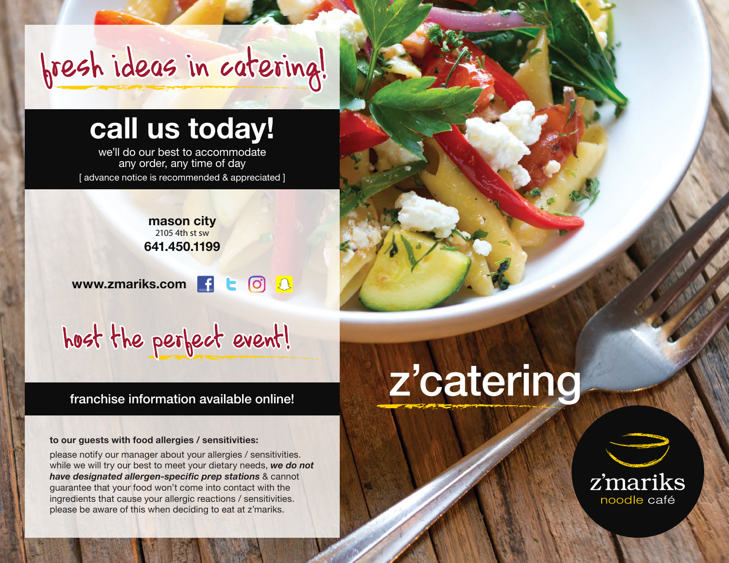# fresh ideas in catering!

## call us today!

we'll do our best to accommodate
any order, any time of day

[ advance notice is recommended & appreciated ]

**mason city**
2105 4th st sw
**641.450.1199**

**www.zmariks.com**

# host the perfect event!

franchise information available online!

**to our guests with food allergies / sensitivities:**

please notify our manager about your allergies / sensitivities. while we will try our best to meet your dietary needs, ***we do not have designated allergen-specific prep stations*** & cannot guarantee that your food won't come into contact with the ingredients that cause your allergic reactions / sensitivities. please be aware of this when deciding to eat at z'mariks.

# z'catering

z'mariks
noodle café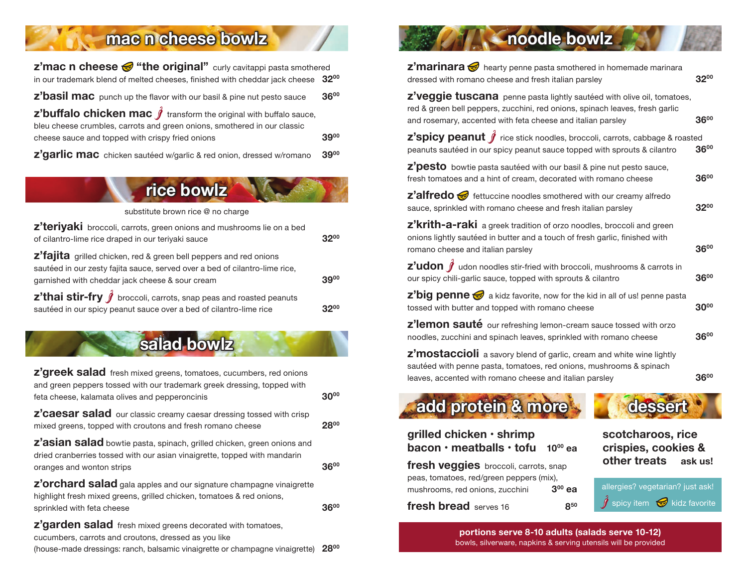## mac n cheese bowlz

**z'mac n cheese** "the original" curly cavitappi pasta smothered in our trademark blend of melted cheeses, finished with cheddar jack cheese **32.00**

**z'basil mac** punch up the flavor with our basil & pine nut pesto sauce **36.00**

**z'buffalo chicken mac** transform the original with buffalo sauce, bleu cheese crumbles, carrots and green onions, smothered in our classic cheese sauce and topped with crispy fried onions **39.00**

**z'garlic mac** chicken sautéed w/garlic & red onion, dressed w/romano **39.00**

## rice bowlz

substitute brown rice @ no charge

**z'teriyaki** broccoli, carrots, green onions and mushrooms lie on a bed of cilantro-lime rice draped in our teriyaki sauce **32.00**

**z'fajita** grilled chicken, red & green bell peppers and red onions sautéed in our zesty fajita sauce, served over a bed of cilantro-lime rice, garnished with cheddar jack cheese & sour cream **39.00**

**z'thai stir-fry** broccoli, carrots, snap peas and roasted peanuts sautéed in our spicy peanut sauce over a bed of cilantro-lime rice **32.00**

## salad bowlz

**z'greek salad** fresh mixed greens, tomatoes, cucumbers, red onions and green peppers tossed with our trademark greek dressing, topped with feta cheese, kalamata olives and pepperoncinis **30.00**

**z'caesar salad** our classic creamy caesar dressing tossed with crisp mixed greens, topped with croutons and fresh romano cheese **28.00**

**z'asian salad** bowtie pasta, spinach, grilled chicken, green onions and dried cranberries tossed with our asian vinaigrette, topped with mandarin oranges and wonton strips **36.00**

**z'orchard salad** gala apples and our signature champagne vinaigrette highlight fresh mixed greens, grilled chicken, tomatoes & red onions, sprinkled with feta cheese **36.00**

**z'garden salad** fresh mixed greens decorated with tomatoes, cucumbers, carrots and croutons, dressed as you like (house-made dressings: ranch, balsamic vinaigrette or champagne vinaigrette) **28.00**

## noodle bowlz

**z'marinara** hearty penne pasta smothered in homemade marinara dressed with romano cheese and fresh italian parsley **32.00**

**z'veggie tuscana** penne pasta lightly sautéed with olive oil, tomatoes, red & green bell peppers, zucchini, red onions, spinach leaves, fresh garlic and rosemary, accented with feta cheese and italian parsley **36.00**

**z'spicy peanut** rice stick noodles, broccoli, carrots, cabbage & roasted peanuts sautéed in our spicy peanut sauce topped with sprouts & cilantro **36.00**

**z'pesto** bowtie pasta sautéed with our basil & pine nut pesto sauce, fresh tomatoes and a hint of cream, decorated with romano cheese **36.00**

**z'alfredo** fettuccine noodles smothered with our creamy alfredo sauce, sprinkled with romano cheese and fresh italian parsley **32.00**

**z'krith-a-raki** a greek tradition of orzo noodles, broccoli and green onions lightly sautéed in butter and a touch of fresh garlic, finished with romano cheese and italian parsley **36.00**

**z'udon** udon noodles stir-fried with broccoli, mushrooms & carrots in our spicy chili-garlic sauce, topped with sprouts & cilantro **36.00**

**z'big penne** a kidz favorite, now for the kid in all of us! penne pasta tossed with butter and topped with romano cheese **30.00**

**z'lemon sauté** our refreshing lemon-cream sauce tossed with orzo noodles, zucchini and spinach leaves, sprinkled with romano cheese **36.00**

**z'mostaccioli** a savory blend of garlic, cream and white wine lightly sautéed with penne pasta, tomatoes, red onions, mushrooms & spinach leaves, accented with romano cheese and italian parsley **36.00**

## add protein & more

**grilled chicken · shrimp**
**bacon · meatballs · tofu** **10.00 ea**

**fresh veggies** broccoli, carrots, snap peas, tomatoes, red/green peppers (mix), mushrooms, red onions, zucchini **3.00 ea**

**fresh bread** serves 16 **8.50**

## dessert

**scotcharoos, rice crispies, cookies & other treats** **ask us!**

allergies? vegetarian? just ask!

spicy item · kidz favorite

**portions serve 8-10 adults (salads serve 10-12)**
bowls, silverware, napkins & serving utensils will be provided